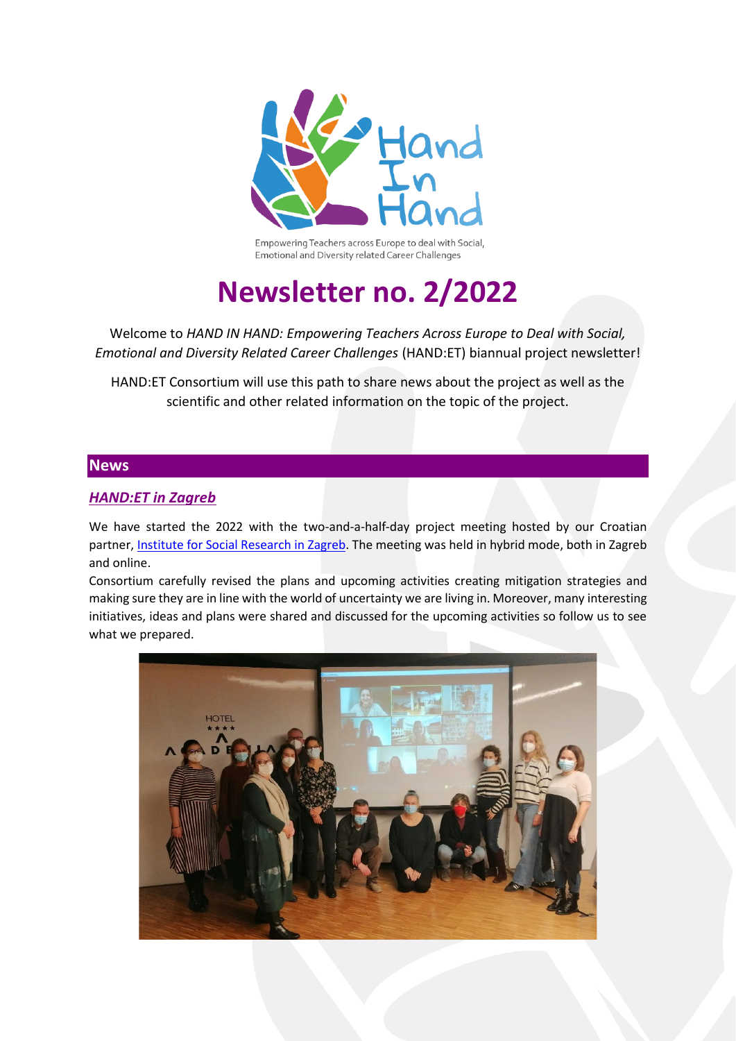Hand In Hand

Empowering Teachers across Europe to deal with Social, Emotional and Diversity related Career Challenges

# Newsletter no. 2/2022

Welcome to *HAND IN HAND: Empowering Teachers Across Europe to Deal with Social, Emotional and Diversity Related Career Challenges* (HAND:ET) biannual project newsletter!

HAND:ET Consortium will use this path to share news about the project as well as the scientific and other related information on the topic of the project.

## News

### ***HAND:ET in Zagreb***

We have started the 2022 with the two-and-a-half-day project meeting hosted by our Croatian partner, Institute for Social Research in Zagreb. The meeting was held in hybrid mode, both in Zagreb and online.

Consortium carefully revised the plans and upcoming activities creating mitigation strategies and making sure they are in line with the world of uncertainty we are living in. Moreover, many interesting initiatives, ideas and plans were shared and discussed for the upcoming activities so follow us to see what we prepared.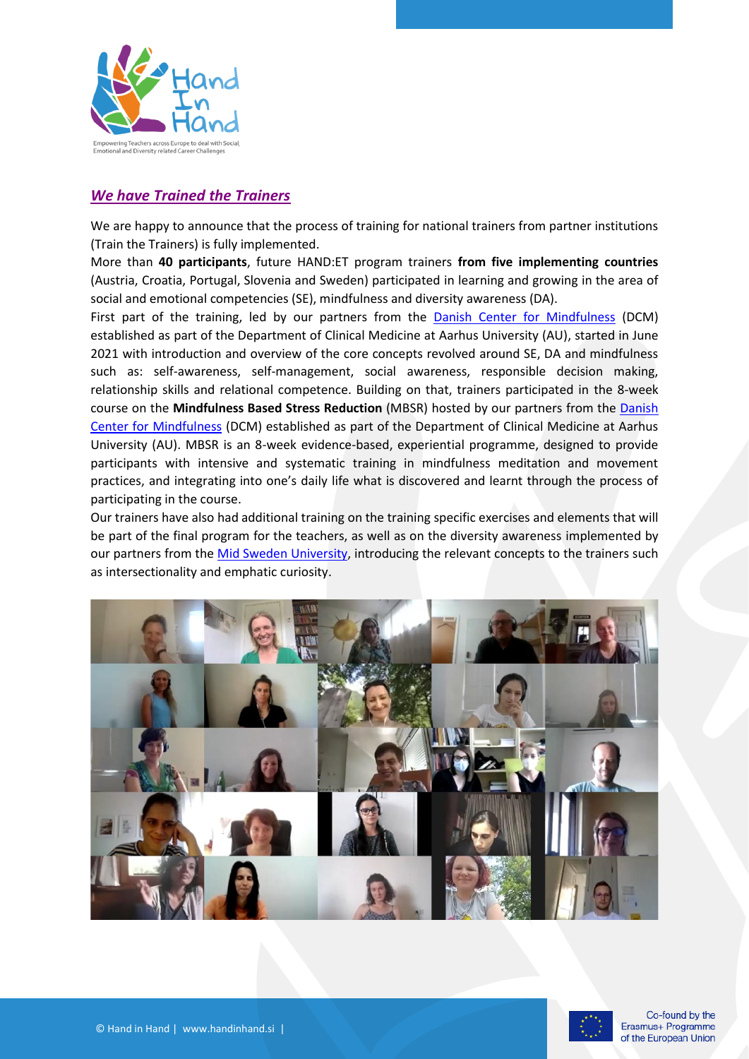## *We have Trained the Trainers*

We are happy to announce that the process of training for national trainers from partner institutions (Train the Trainers) is fully implemented.

More than **40 participants**, future HAND:ET program trainers **from five implementing countries** (Austria, Croatia, Portugal, Slovenia and Sweden) participated in learning and growing in the area of social and emotional competencies (SE), mindfulness and diversity awareness (DA).

First part of the training, led by our partners from the Danish Center for Mindfulness (DCM) established as part of the Department of Clinical Medicine at Aarhus University (AU), started in June 2021 with introduction and overview of the core concepts revolved around SE, DA and mindfulness such as: self-awareness, self-management, social awareness, responsible decision making, relationship skills and relational competence. Building on that, trainers participated in the 8-week course on the **Mindfulness Based Stress Reduction** (MBSR) hosted by our partners from the Danish Center for Mindfulness (DCM) established as part of the Department of Clinical Medicine at Aarhus University (AU). MBSR is an 8-week evidence-based, experiential programme, designed to provide participants with intensive and systematic training in mindfulness meditation and movement practices, and integrating into one's daily life what is discovered and learnt through the process of participating in the course.

Our trainers have also had additional training on the training specific exercises and elements that will be part of the final program for the teachers, as well as on the diversity awareness implemented by our partners from the Mid Sweden University, introducing the relevant concepts to the trainers such as intersectionality and emphatic curiosity.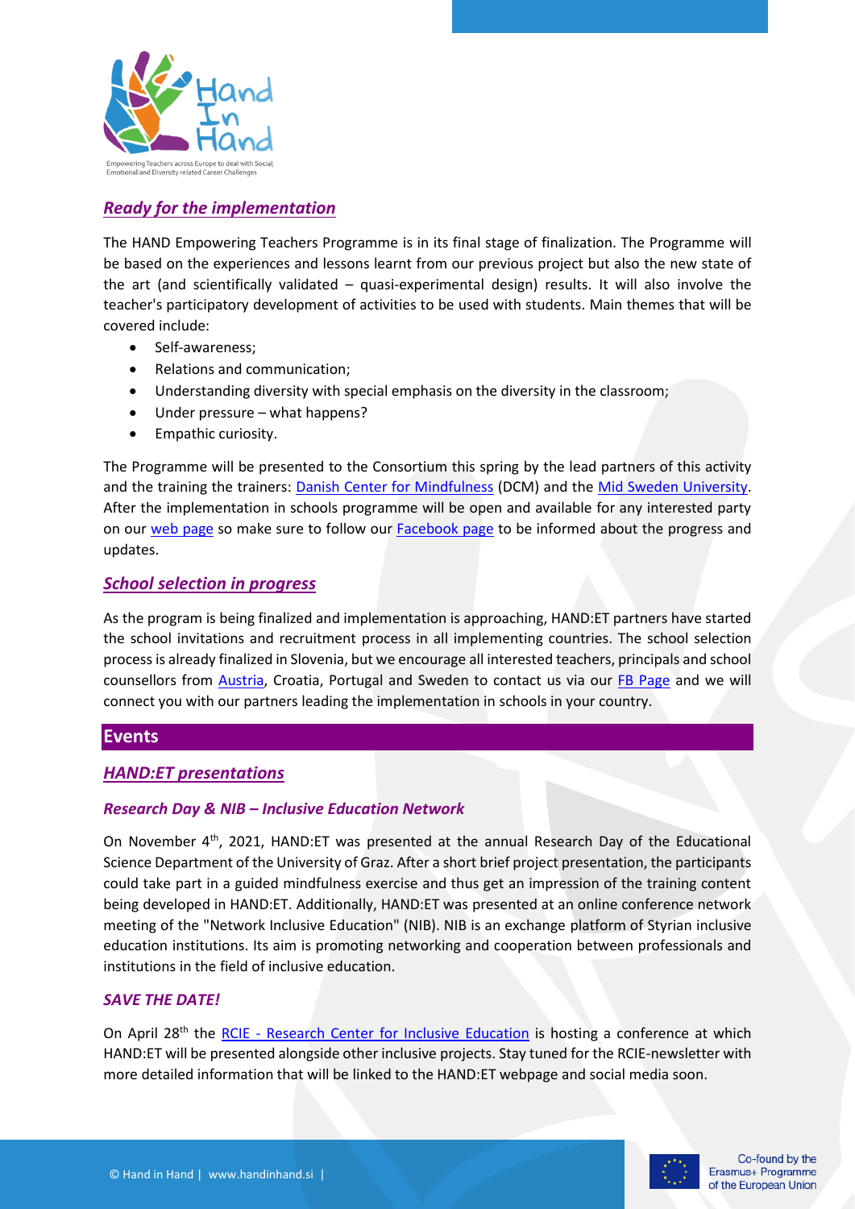## *Ready for the implementation*

The HAND Empowering Teachers Programme is in its final stage of finalization. The Programme will be based on the experiences and lessons learnt from our previous project but also the new state of the art (and scientifically validated – quasi-experimental design) results. It will also involve the teacher's participatory development of activities to be used with students. Main themes that will be covered include:

- Self-awareness;
- Relations and communication;
- Understanding diversity with special emphasis on the diversity in the classroom;
- Under pressure – what happens?
- Empathic curiosity.

The Programme will be presented to the Consortium this spring by the lead partners of this activity and the training the trainers: Danish Center for Mindfulness (DCM) and the Mid Sweden University. After the implementation in schools programme will be open and available for any interested party on our web page so make sure to follow our Facebook page to be informed about the progress and updates.

## *School selection in progress*

As the program is being finalized and implementation is approaching, HAND:ET partners have started the school invitations and recruitment process in all implementing countries. The school selection process is already finalized in Slovenia, but we encourage all interested teachers, principals and school counsellors from Austria, Croatia, Portugal and Sweden to contact us via our FB Page and we will connect you with our partners leading the implementation in schools in your country.

# Events

## *HAND:ET presentations*

### *Research Day & NIB – Inclusive Education Network*

On November 4th, 2021, HAND:ET was presented at the annual Research Day of the Educational Science Department of the University of Graz. After a short brief project presentation, the participants could take part in a guided mindfulness exercise and thus get an impression of the training content being developed in HAND:ET. Additionally, HAND:ET was presented at an online conference network meeting of the "Network Inclusive Education" (NIB). NIB is an exchange platform of Styrian inclusive education institutions. Its aim is promoting networking and cooperation between professionals and institutions in the field of inclusive education.

### *SAVE THE DATE!*

On April 28th the RCIE - Research Center for Inclusive Education is hosting a conference at which HAND:ET will be presented alongside other inclusive projects. Stay tuned for the RCIE-newsletter with more detailed information that will be linked to the HAND:ET webpage and social media soon.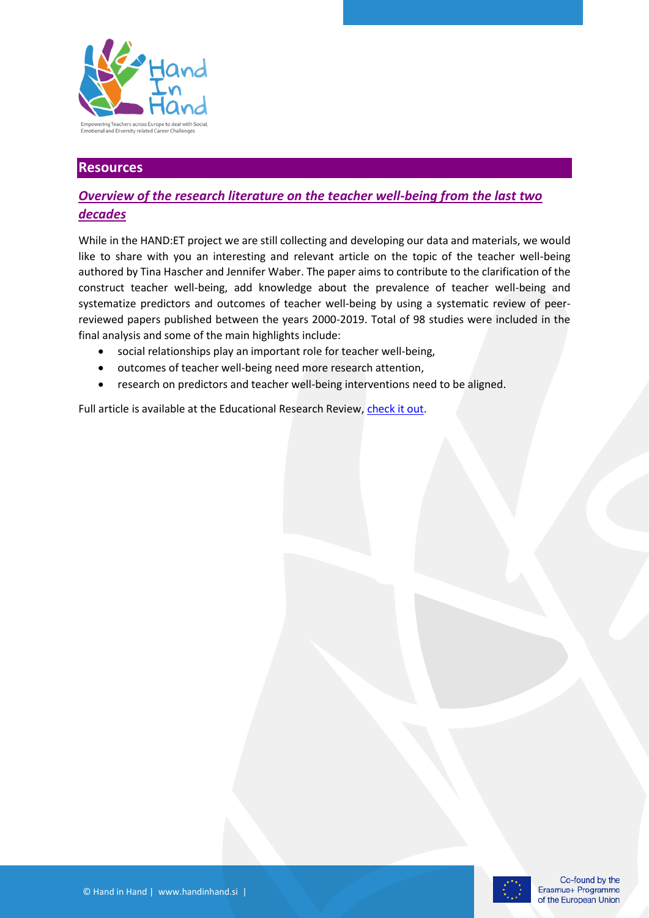## Resources

### *Overview of the research literature on the teacher well-being from the last two decades*

While in the HAND:ET project we are still collecting and developing our data and materials, we would like to share with you an interesting and relevant article on the topic of the teacher well-being authored by Tina Hascher and Jennifer Waber. The paper aims to contribute to the clarification of the construct teacher well-being, add knowledge about the prevalence of teacher well-being and systematize predictors and outcomes of teacher well-being by using a systematic review of peer-reviewed papers published between the years 2000-2019. Total of 98 studies were included in the final analysis and some of the main highlights include:

- social relationships play an important role for teacher well-being,
- outcomes of teacher well-being need more research attention,
- research on predictors and teacher well-being interventions need to be aligned.

Full article is available at the Educational Research Review, check it out.